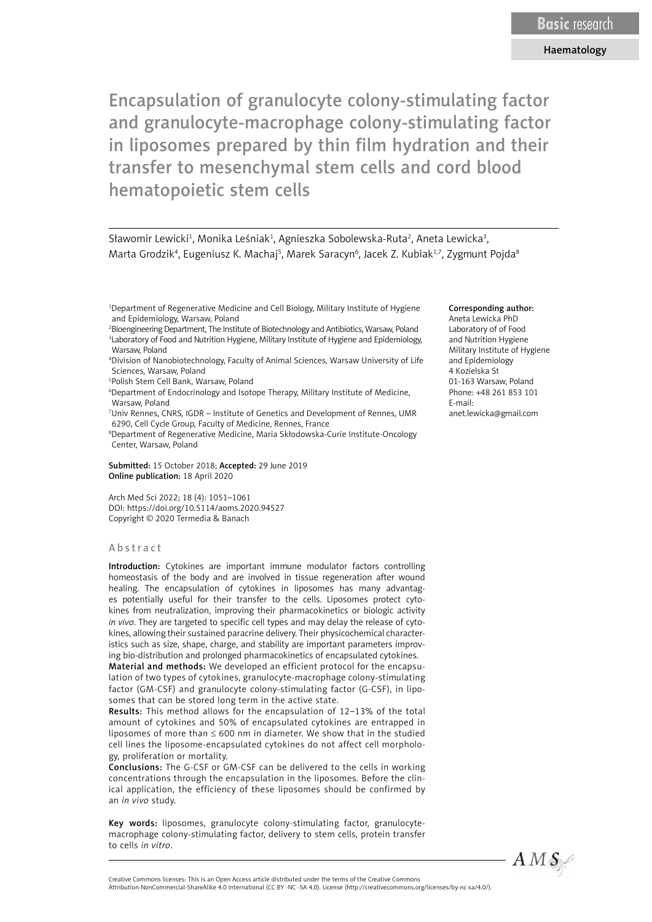Basic research

Haematology

# Encapsulation of granulocyte colony-stimulating factor and granulocyte-macrophage colony-stimulating factor in liposomes prepared by thin film hydration and their transfer to mesenchymal stem cells and cord blood hematopoietic stem cells

Sławomir Lewicki[1], Monika Leśniak[1], Agnieszka Sobolewska-Ruta[2], Aneta Lewicka[3], Marta Grodzik[4], Eugeniusz K. Machaj[5], Marek Saracyn[6], Jacek Z. Kubiak[1,7], Zygmunt Pojda[8]

[1]Department of Regenerative Medicine and Cell Biology, Military Institute of Hygiene and Epidemiology, Warsaw, Poland
[2]Bioengineering Department, The Institute of Biotechnology and Antibiotics, Warsaw, Poland
[3]Laboratory of Food and Nutrition Hygiene, Military Institute of Hygiene and Epidemiology, Warsaw, Poland
[4]Division of Nanobiotechnology, Faculty of Animal Sciences, Warsaw University of Life Sciences, Warsaw, Poland
[5]Polish Stem Cell Bank, Warsaw, Poland
[6]Department of Endocrinology and Isotope Therapy, Military Institute of Medicine, Warsaw, Poland
[7]Univ Rennes, CNRS, IGDR – Institute of Genetics and Development of Rennes, UMR 6290, Cell Cycle Group, Faculty of Medicine, Rennes, France
[8]Department of Regenerative Medicine, Maria Skłodowska-Curie Institute-Oncology Center, Warsaw, Poland

**Corresponding author:**
Aneta Lewicka PhD
Laboratory of of Food and Nutrition Hygiene
Military Institute of Hygiene and Epidemiology
4 Kozielska St
01-163 Warsaw, Poland
Phone: +48 261 853 101
E-mail: anet.lewicka@gmail.com

**Submitted:** 15 October 2018; **Accepted:** 29 June 2019
**Online publication:** 18 April 2020

Arch Med Sci 2022; 18 (4): 1051–1061
DOI: https://doi.org/10.5114/aoms.2020.94527
Copyright © 2020 Termedia & Banach

## Abstract

**Introduction:** Cytokines are important immune modulator factors controlling homeostasis of the body and are involved in tissue regeneration after wound healing. The encapsulation of cytokines in liposomes has many advantages potentially useful for their transfer to the cells. Liposomes protect cytokines from neutralization, improving their pharmacokinetics or biologic activity *in vivo*. They are targeted to specific cell types and may delay the release of cytokines, allowing their sustained paracrine delivery. Their physicochemical characteristics such as size, shape, charge, and stability are important parameters improving bio-distribution and prolonged pharmacokinetics of encapsulated cytokines.

**Material and methods:** We developed an efficient protocol for the encapsulation of two types of cytokines, granulocyte-macrophage colony-stimulating factor (GM-CSF) and granulocyte colony-stimulating factor (G-CSF), in liposomes that can be stored long term in the active state.

**Results:** This method allows for the encapsulation of 12–13% of the total amount of cytokines and 50% of encapsulated cytokines are entrapped in liposomes of more than ≤ 600 nm in diameter. We show that in the studied cell lines the liposome-encapsulated cytokines do not affect cell morphology, proliferation or mortality.

**Conclusions:** The G-CSF or GM-CSF can be delivered to the cells in working concentrations through the encapsulation in the liposomes. Before the clinical application, the efficiency of these liposomes should be confirmed by an *in vivo* study.

**Key words:** liposomes, granulocyte colony-stimulating factor, granulocyte-macrophage colony-stimulating factor, delivery to stem cells, protein transfer to cells *in vitro*.

Creative Commons licenses: This is an Open Access article distributed under the terms of the Creative Commons Attribution-NonCommercial-ShareAlike 4.0 International (CC BY -NC -SA 4.0). License (http://creativecommons.org/licenses/by-nc-sa/4.0/).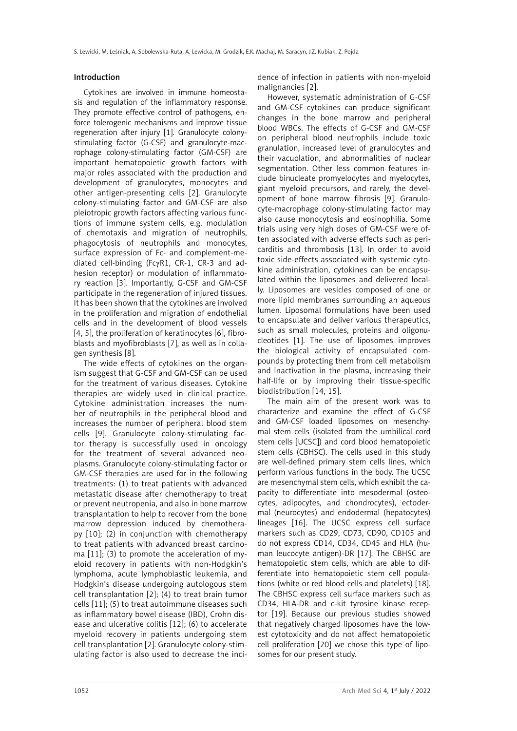## Introduction

Cytokines are involved in immune homeostasis and regulation of the inflammatory response. They promote effective control of pathogens, enforce tolerogenic mechanisms and improve tissue regeneration after injury [1]. Granulocyte colony-stimulating factor (G-CSF) and granulocyte-macrophage colony-stimulating factor (GM-CSF) are important hematopoietic growth factors with major roles associated with the production and development of granulocytes, monocytes and other antigen-presenting cells [2]. Granulocyte colony-stimulating factor and GM-CSF are also pleiotropic growth factors affecting various functions of immune system cells, e.g. modulation of chemotaxis and migration of neutrophils, phagocytosis of neutrophils and monocytes, surface expression of Fc- and complement-mediated cell-binding (FcγR1, CR-1, CR-3 and adhesion receptor) or modulation of inflammatory reaction [3]. Importantly, G-CSF and GM-CSF participate in the regeneration of injured tissues. It has been shown that the cytokines are involved in the proliferation and migration of endothelial cells and in the development of blood vessels [4, 5], the proliferation of keratinocytes [6], fibroblasts and myofibroblasts [7], as well as in collagen synthesis [8].

The wide effects of cytokines on the organism suggest that G-CSF and GM-CSF can be used for the treatment of various diseases. Cytokine therapies are widely used in clinical practice. Cytokine administration increases the number of neutrophils in the peripheral blood and increases the number of peripheral blood stem cells [9]. Granulocyte colony-stimulating factor therapy is successfully used in oncology for the treatment of several advanced neoplasms. Granulocyte colony-stimulating factor or GM-CSF therapies are used for in the following treatments: (1) to treat patients with advanced metastatic disease after chemotherapy to treat or prevent neutropenia, and also in bone marrow transplantation to help to recover from the bone marrow depression induced by chemotherapy [10]; (2) in conjunction with chemotherapy to treat patients with advanced breast carcinoma [11]; (3) to promote the acceleration of myeloid recovery in patients with non-Hodgkin's lymphoma, acute lymphoblastic leukemia, and Hodgkin's disease undergoing autologous stem cell transplantation [2]; (4) to treat brain tumor cells [11]; (5) to treat autoimmune diseases such as inflammatory bowel disease (IBD), Crohn disease and ulcerative colitis [12]; (6) to accelerate myeloid recovery in patients undergoing stem cell transplantation [2]. Granulocyte colony-stimulating factor is also used to decrease the incidence of infection in patients with non-myeloid malignancies [2].

However, systematic administration of G-CSF and GM-CSF cytokines can produce significant changes in the bone marrow and peripheral blood WBCs. The effects of G-CSF and GM-CSF on peripheral blood neutrophils include toxic granulation, increased level of granulocytes and their vacuolation, and abnormalities of nuclear segmentation. Other less common features include binucleate promyelocytes and myelocytes, giant myeloid precursors, and rarely, the development of bone marrow fibrosis [9]. Granulocyte-macrophage colony-stimulating factor may also cause monocytosis and eosinophilia. Some trials using very high doses of GM-CSF were often associated with adverse effects such as pericarditis and thrombosis [13]. In order to avoid toxic side-effects associated with systemic cytokine administration, cytokines can be encapsulated within the liposomes and delivered locally. Liposomes are vesicles composed of one or more lipid membranes surrounding an aqueous lumen. Liposomal formulations have been used to encapsulate and deliver various therapeutics, such as small molecules, proteins and oligonucleotides [1]. The use of liposomes improves the biological activity of encapsulated compounds by protecting them from cell metabolism and inactivation in the plasma, increasing their half-life or by improving their tissue-specific biodistribution [14, 15].

The main aim of the present work was to characterize and examine the effect of G-CSF and GM-CSF loaded liposomes on mesenchymal stem cells (isolated from the umbilical cord stem cells [UCSC]) and cord blood hematopoietic stem cells (CBHSC). The cells used in this study are well-defined primary stem cells lines, which perform various functions in the body. The UCSC are mesenchymal stem cells, which exhibit the capacity to differentiate into mesodermal (osteocytes, adipocytes, and chondrocytes), ectodermal (neurocytes) and endodermal (hepatocytes) lineages [16]. The UCSC express cell surface markers such as CD29, CD73, CD90, CD105 and do not express CD14, CD34, CD45 and HLA (human leucocyte antigen)-DR [17]. The CBHSC are hematopoietic stem cells, which are able to differentiate into hematopoietic stem cell populations (white or red blood cells and platelets) [18]. The CBHSC express cell surface markers such as CD34, HLA-DR and c-kit tyrosine kinase receptor [19]. Because our previous studies showed that negatively charged liposomes have the lowest cytotoxicity and do not affect hematopoietic cell proliferation [20] we chose this type of liposomes for our present study.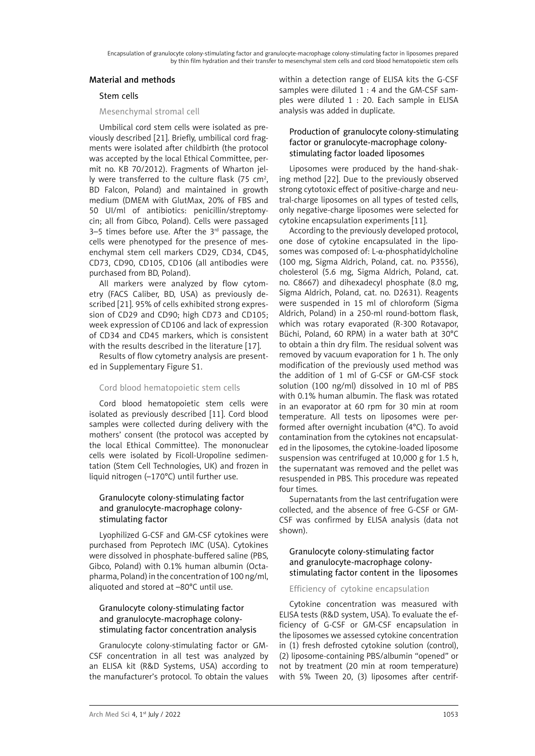## Material and methods

### Stem cells

#### Mesenchymal stromal cell

Umbilical cord stem cells were isolated as previously described [21]. Briefly, umbilical cord fragments were isolated after childbirth (the protocol was accepted by the local Ethical Committee, permit no. KB 70/2012). Fragments of Wharton jelly were transferred to the culture flask (75 cm$^2$, BD Falcon, Poland) and maintained in growth medium (DMEM with GlutMax, 20% of FBS and 50 UI/ml of antibiotics: penicillin/streptomycin; all from Gibco, Poland). Cells were passaged 3–5 times before use. After the 3$^{rd}$ passage, the cells were phenotyped for the presence of mesenchymal stem cell markers CD29, CD34, CD45, CD73, CD90, CD105, CD106 (all antibodies were purchased from BD, Poland).

All markers were analyzed by flow cytometry (FACS Caliber, BD, USA) as previously described [21]. 95% of cells exhibited strong expression of CD29 and CD90; high CD73 and CD105; week expression of CD106 and lack of expression of CD34 and CD45 markers, which is consistent with the results described in the literature [17].

Results of flow cytometry analysis are presented in Supplementary Figure S1.

#### Cord blood hematopoietic stem cells

Cord blood hematopoietic stem cells were isolated as previously described [11]. Cord blood samples were collected during delivery with the mothers' consent (the protocol was accepted by the local Ethical Committee). The mononuclear cells were isolated by Ficoll-Uropoline sedimentation (Stem Cell Technologies, UK) and frozen in liquid nitrogen (–170°C) until further use.

### Granulocyte colony-stimulating factor and granulocyte-macrophage colony-stimulating factor

Lyophilized G-CSF and GM-CSF cytokines were purchased from Peprotech IMC (USA). Cytokines were dissolved in phosphate-buffered saline (PBS, Gibco, Poland) with 0.1% human albumin (Octapharma, Poland) in the concentration of 100 ng/ml, aliquoted and stored at –80°C until use.

### Granulocyte colony-stimulating factor and granulocyte-macrophage colony-stimulating factor concentration analysis

Granulocyte colony-stimulating factor or GM-CSF concentration in all test was analyzed by an ELISA kit (R&D Systems, USA) according to the manufacturer's protocol. To obtain the values within a detection range of ELISA kits the G-CSF samples were diluted 1 : 4 and the GM-CSF samples were diluted 1 : 20. Each sample in ELISA analysis was added in duplicate.

### Production of granulocyte colony-stimulating factor or granulocyte-macrophage colony-stimulating factor loaded liposomes

Liposomes were produced by the hand-shaking method [22]. Due to the previously observed strong cytotoxic effect of positive-charge and neutral-charge liposomes on all types of tested cells, only negative-charge liposomes were selected for cytokine encapsulation experiments [11].

According to the previously developed protocol, one dose of cytokine encapsulated in the liposomes was composed of: L-α-phosphatidylcholine (100 mg, Sigma Aldrich, Poland, cat. no. P3556), cholesterol (5.6 mg, Sigma Aldrich, Poland, cat. no. C8667) and dihexadecyl phosphate (8.0 mg, Sigma Aldrich, Poland, cat. no. D2631). Reagents were suspended in 15 ml of chloroform (Sigma Aldrich, Poland) in a 250-ml round-bottom flask, which was rotary evaporated (R-300 Rotavapor, Büchi, Poland, 60 RPM) in a water bath at 30°C to obtain a thin dry film. The residual solvent was removed by vacuum evaporation for 1 h. The only modification of the previously used method was the addition of 1 ml of G-CSF or GM-CSF stock solution (100 ng/ml) dissolved in 10 ml of PBS with 0.1% human albumin. The flask was rotated in an evaporator at 60 rpm for 30 min at room temperature. All tests on liposomes were performed after overnight incubation (4°C). To avoid contamination from the cytokines not encapsulated in the liposomes, the cytokine-loaded liposome suspension was centrifuged at 10,000 g for 1.5 h, the supernatant was removed and the pellet was resuspended in PBS. This procedure was repeated four times.

Supernatants from the last centrifugation were collected, and the absence of free G-CSF or GM-CSF was confirmed by ELISA analysis (data not shown).

### Granulocyte colony-stimulating factor and granulocyte-macrophage colony-stimulating factor content in the liposomes

#### Efficiency of cytokine encapsulation

Cytokine concentration was measured with ELISA tests (R&D system, USA). To evaluate the efficiency of G-CSF or GM-CSF encapsulation in the liposomes we assessed cytokine concentration in (1) fresh defrosted cytokine solution (control), (2) liposome-containing PBS/albumin "opened" or not by treatment (20 min at room temperature) with 5% Tween 20, (3) liposomes after centrif-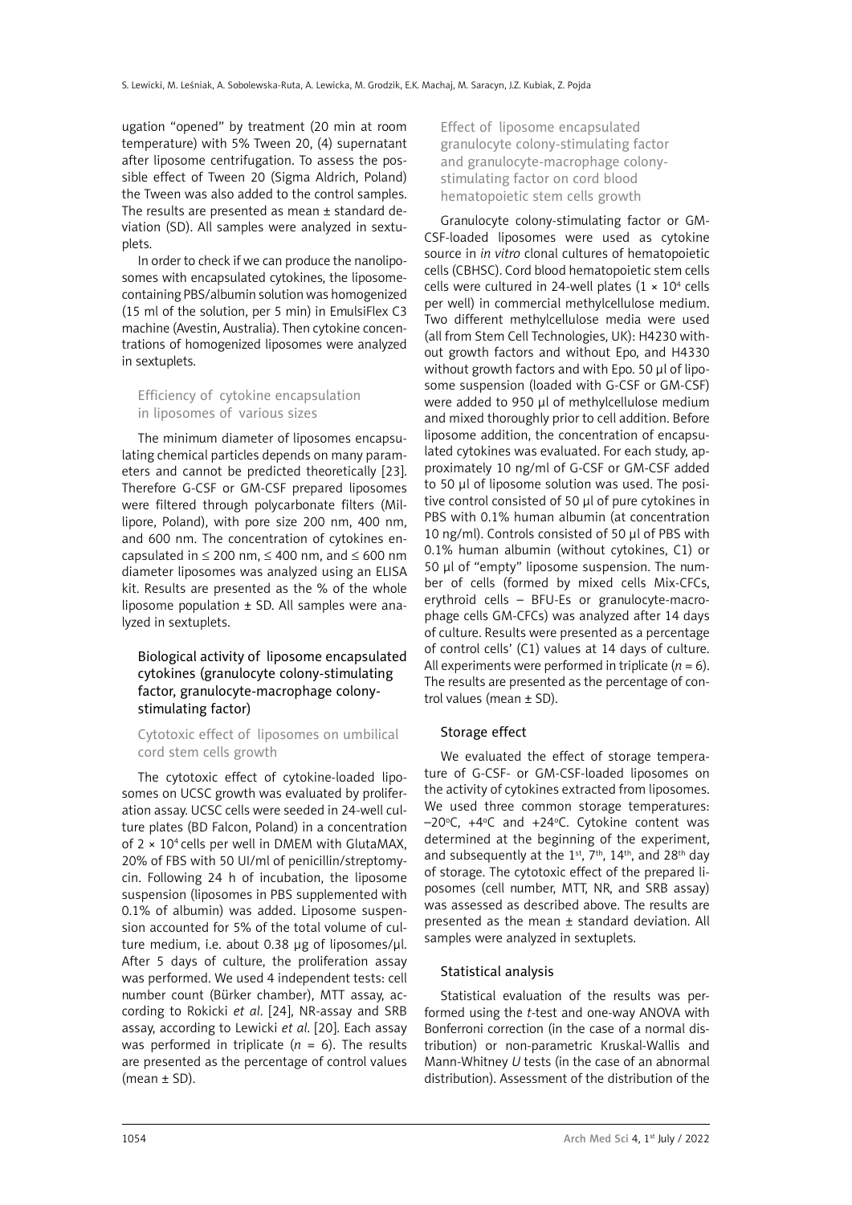ugation "opened" by treatment (20 min at room temperature) with 5% Tween 20, (4) supernatant after liposome centrifugation. To assess the possible effect of Tween 20 (Sigma Aldrich, Poland) the Tween was also added to the control samples. The results are presented as mean ± standard deviation (SD). All samples were analyzed in sextuplets.

In order to check if we can produce the nanoliposomes with encapsulated cytokines, the liposome-containing PBS/albumin solution was homogenized (15 ml of the solution, per 5 min) in EmulsiFlex C3 machine (Avestin, Australia). Then cytokine concentrations of homogenized liposomes were analyzed in sextuplets.

### Efficiency of cytokine encapsulation in liposomes of various sizes

The minimum diameter of liposomes encapsulating chemical particles depends on many parameters and cannot be predicted theoretically [23]. Therefore G-CSF or GM-CSF prepared liposomes were filtered through polycarbonate filters (Millipore, Poland), with pore size 200 nm, 400 nm, and 600 nm. The concentration of cytokines encapsulated in ≤ 200 nm, ≤ 400 nm, and ≤ 600 nm diameter liposomes was analyzed using an ELISA kit. Results are presented as the % of the whole liposome population ± SD. All samples were analyzed in sextuplets.

## Biological activity of liposome encapsulated cytokines (granulocyte colony-stimulating factor, granulocyte-macrophage colony-stimulating factor)

### Cytotoxic effect of liposomes on umbilical cord stem cells growth

The cytotoxic effect of cytokine-loaded liposomes on UCSC growth was evaluated by proliferation assay. UCSC cells were seeded in 24-well culture plates (BD Falcon, Poland) in a concentration of $2 \times 10^4$ cells per well in DMEM with GlutaMAX, 20% of FBS with 50 UI/ml of penicillin/streptomycin. Following 24 h of incubation, the liposome suspension (liposomes in PBS supplemented with 0.1% of albumin) was added. Liposome suspension accounted for 5% of the total volume of culture medium, i.e. about 0.38 µg of liposomes/µl. After 5 days of culture, the proliferation assay was performed. We used 4 independent tests: cell number count (Bürker chamber), MTT assay, according to Rokicki *et al*. [24], NR-assay and SRB assay, according to Lewicki *et al*. [20]. Each assay was performed in triplicate ($n$ = 6). The results are presented as the percentage of control values (mean ± SD).

### Effect of liposome encapsulated granulocyte colony-stimulating factor and granulocyte-macrophage colony-stimulating factor on cord blood hematopoietic stem cells growth

Granulocyte colony-stimulating factor or GM-CSF-loaded liposomes were used as cytokine source in *in vitro* clonal cultures of hematopoietic cells (CBHSC). Cord blood hematopoietic stem cells cells were cultured in 24-well plates ($1 \times 10^4$ cells per well) in commercial methylcellulose medium. Two different methylcellulose media were used (all from Stem Cell Technologies, UK): H4230 without growth factors and without Epo, and H4330 without growth factors and with Epo. 50 µl of liposome suspension (loaded with G-CSF or GM-CSF) were added to 950 µl of methylcellulose medium and mixed thoroughly prior to cell addition. Before liposome addition, the concentration of encapsulated cytokines was evaluated. For each study, approximately 10 ng/ml of G-CSF or GM-CSF added to 50 µl of liposome solution was used. The positive control consisted of 50 µl of pure cytokines in PBS with 0.1% human albumin (at concentration 10 ng/ml). Controls consisted of 50 µl of PBS with 0.1% human albumin (without cytokines, C1) or 50 µl of "empty" liposome suspension. The number of cells (formed by mixed cells Mix-CFCs, erythroid cells – BFU-Es or granulocyte-macrophage cells GM-CFCs) was analyzed after 14 days of culture. Results were presented as a percentage of control cells' (C1) values at 14 days of culture. All experiments were performed in triplicate ($n$ = 6). The results are presented as the percentage of control values (mean ± SD).

## Storage effect

We evaluated the effect of storage temperature of G-CSF- or GM-CSF-loaded liposomes on the activity of cytokines extracted from liposomes. We used three common storage temperatures: $-20^{o}$C, $+4^{o}$C and $+24^{o}$C. Cytokine content was determined at the beginning of the experiment, and subsequently at the $1^{st}$, $7^{th}$, $14^{th}$, and $28^{th}$ day of storage. The cytotoxic effect of the prepared liposomes (cell number, MTT, NR, and SRB assay) was assessed as described above. The results are presented as the mean ± standard deviation. All samples were analyzed in sextuplets.

## Statistical analysis

Statistical evaluation of the results was performed using the *t*-test and one-way ANOVA with Bonferroni correction (in the case of a normal distribution) or non-parametric Kruskal-Wallis and Mann-Whitney *U* tests (in the case of an abnormal distribution). Assessment of the distribution of the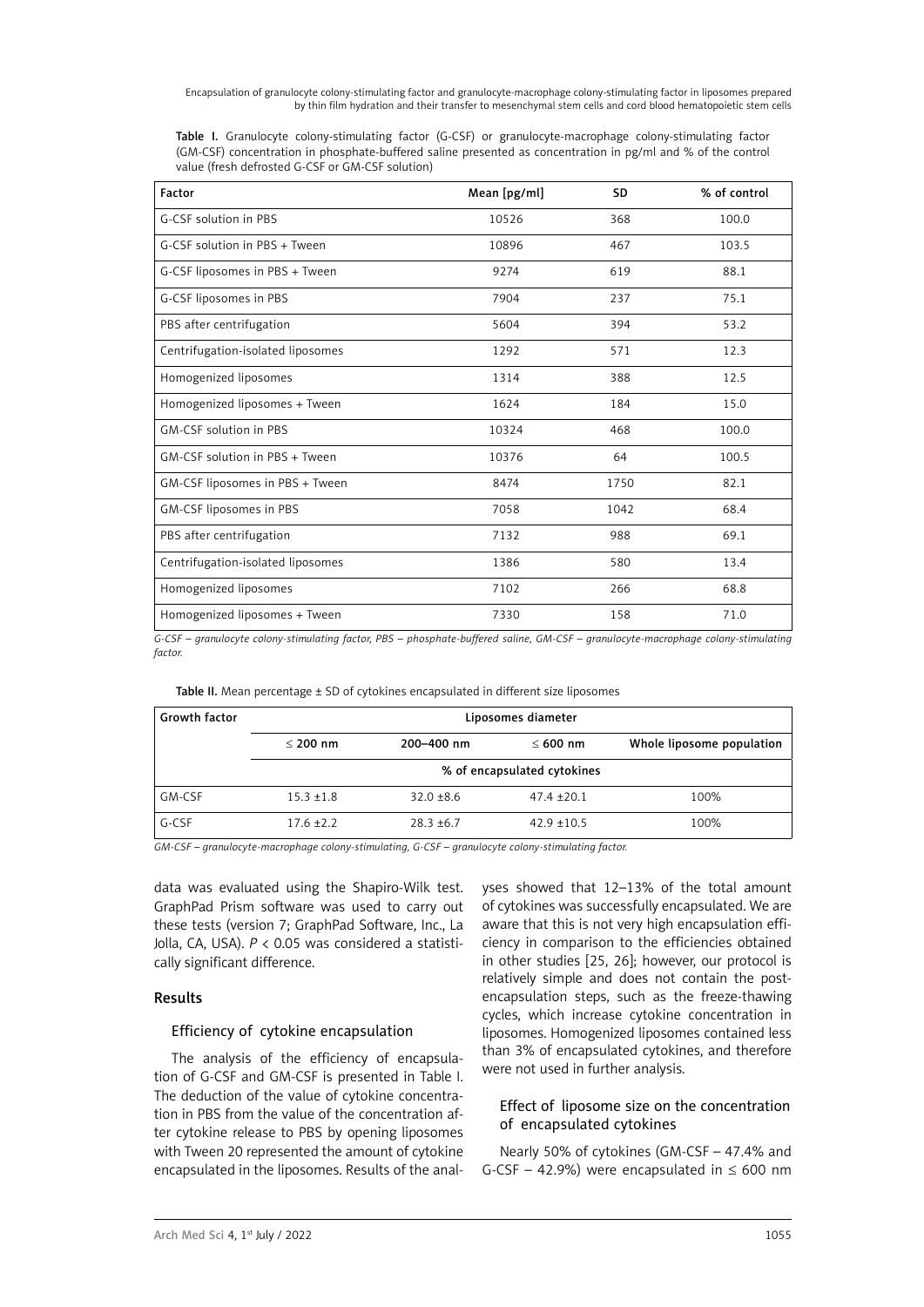Table I. Granulocyte colony-stimulating factor (G-CSF) or granulocyte-macrophage colony-stimulating factor (GM-CSF) concentration in phosphate-buffered saline presented as concentration in pg/ml and % of the control value (fresh defrosted G-CSF or GM-CSF solution)

| Factor | Mean [pg/ml] | SD | % of control |
|---|---|---|---|
| G-CSF solution in PBS | 10526 | 368 | 100.0 |
| G-CSF solution in PBS + Tween | 10896 | 467 | 103.5 |
| G-CSF liposomes in PBS + Tween | 9274 | 619 | 88.1 |
| G-CSF liposomes in PBS | 7904 | 237 | 75.1 |
| PBS after centrifugation | 5604 | 394 | 53.2 |
| Centrifugation-isolated liposomes | 1292 | 571 | 12.3 |
| Homogenized liposomes | 1314 | 388 | 12.5 |
| Homogenized liposomes + Tween | 1624 | 184 | 15.0 |
| GM-CSF solution in PBS | 10324 | 468 | 100.0 |
| GM-CSF solution in PBS + Tween | 10376 | 64 | 100.5 |
| GM-CSF liposomes in PBS + Tween | 8474 | 1750 | 82.1 |
| GM-CSF liposomes in PBS | 7058 | 1042 | 68.4 |
| PBS after centrifugation | 7132 | 988 | 69.1 |
| Centrifugation-isolated liposomes | 1386 | 580 | 13.4 |
| Homogenized liposomes | 7102 | 266 | 68.8 |
| Homogenized liposomes + Tween | 7330 | 158 | 71.0 |

*G-CSF – granulocyte colony-stimulating factor, PBS – phosphate-buffered saline, GM-CSF – granulocyte-macrophage colony-stimulating factor.*

Table II. Mean percentage ± SD of cytokines encapsulated in different size liposomes

| Growth factor | Liposomes diameter | | | |
|---|---|---|---|---|
| | ≤ 200 nm | 200–400 nm | ≤ 600 nm | Whole liposome population |
| | % of encapsulated cytokines | | | |
| GM-CSF | 15.3 ±1.8 | 32.0 ±8.6 | 47.4 ±20.1 | 100% |
| G-CSF | 17.6 ±2.2 | 28.3 ±6.7 | 42.9 ±10.5 | 100% |

*GM-CSF – granulocyte-macrophage colony-stimulating, G-CSF – granulocyte colony-stimulating factor.*

data was evaluated using the Shapiro-Wilk test. GraphPad Prism software was used to carry out these tests (version 7; GraphPad Software, Inc., La Jolla, CA, USA). $P < 0.05$ was considered a statistically significant difference.

## Results

### Efficiency of cytokine encapsulation

The analysis of the efficiency of encapsulation of G-CSF and GM-CSF is presented in Table I. The deduction of the value of cytokine concentration in PBS from the value of the concentration after cytokine release to PBS by opening liposomes with Tween 20 represented the amount of cytokine encapsulated in the liposomes. Results of the analyses showed that 12–13% of the total amount of cytokines was successfully encapsulated. We are aware that this is not very high encapsulation efficiency in comparison to the efficiencies obtained in other studies [25, 26]; however, our protocol is relatively simple and does not contain the post-encapsulation steps, such as the freeze-thawing cycles, which increase cytokine concentration in liposomes. Homogenized liposomes contained less than 3% of encapsulated cytokines, and therefore were not used in further analysis.

### Effect of liposome size on the concentration of encapsulated cytokines

Nearly 50% of cytokines (GM-CSF – 47.4% and G-CSF – 42.9%) were encapsulated in ≤ 600 nm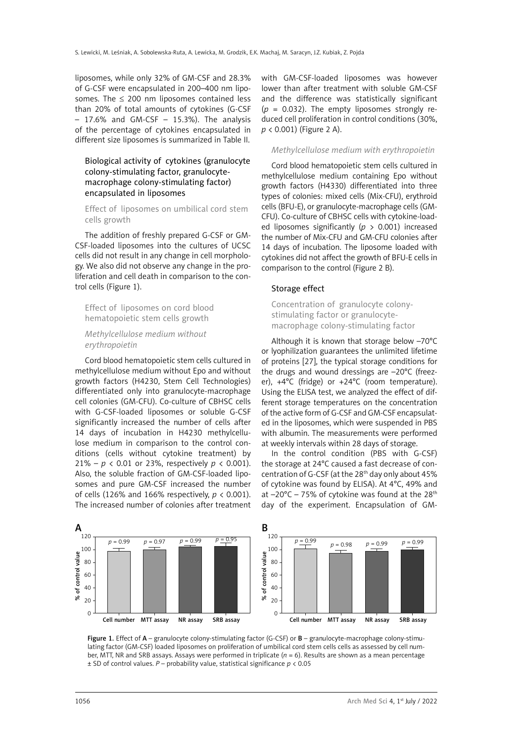liposomes, while only 32% of GM-CSF and 28.3% of G-CSF were encapsulated in 200–400 nm liposomes. The ≤ 200 nm liposomes contained less than 20% of total amounts of cytokines (G-CSF – 17.6% and GM-CSF – 15.3%). The analysis of the percentage of cytokines encapsulated in different size liposomes is summarized in Table II.

## Biological activity of cytokines (granulocyte colony-stimulating factor, granulocyte-macrophage colony-stimulating factor) encapsulated in liposomes

### Effect of liposomes on umbilical cord stem cells growth

The addition of freshly prepared G-CSF or GM-CSF-loaded liposomes into the cultures of UCSC cells did not result in any change in cell morphology. We also did not observe any change in the proliferation and cell death in comparison to the control cells (Figure 1).

### Effect of liposomes on cord blood hematopoietic stem cells growth

#### *Methylcellulose medium without erythropoietin*

Cord blood hematopoietic stem cells cultured in methylcellulose medium without Epo and without growth factors (H4230, Stem Cell Technologies) differentiated only into granulocyte-macrophage cell colonies (GM-CFU). Co-culture of CBHSC cells with G-CSF-loaded liposomes or soluble G-CSF significantly increased the number of cells after 14 days of incubation in H4230 methylcellulose medium in comparison to the control conditions (cells without cytokine treatment) by 21% – $p < 0.01$ or 23%, respectively $p < 0.001$). Also, the soluble fraction of GM-CSF-loaded liposomes and pure GM-CSF increased the number of cells (126% and 166% respectively, $p < 0.001$). The increased number of colonies after treatment with GM-CSF-loaded liposomes was however lower than after treatment with soluble GM-CSF and the difference was statistically significant ($p = 0.032$). The empty liposomes strongly reduced cell proliferation in control conditions (30%, $p < 0.001$) (Figure 2 A).

#### *Methylcellulose medium with erythropoietin*

Cord blood hematopoietic stem cells cultured in methylcellulose medium containing Epo without growth factors (H4330) differentiated into three types of colonies: mixed cells (Mix-CFU), erythroid cells (BFU-E), or granulocyte-macrophage cells (GM-CFU). Co-culture of CBHSC cells with cytokine-loaded liposomes significantly ($p > 0.001$) increased the number of Mix-CFU and GM-CFU colonies after 14 days of incubation. The liposome loaded with cytokines did not affect the growth of BFU-E cells in comparison to the control (Figure 2 B).

## Storage effect

### Concentration of granulocyte colony-stimulating factor or granulocyte-macrophage colony-stimulating factor

Although it is known that storage below –70°C or lyophilization guarantees the unlimited lifetime of proteins [27], the typical storage conditions for the drugs and wound dressings are –20°C (freezer), +4°C (fridge) or +24°C (room temperature). Using the ELISA test, we analyzed the effect of different storage temperatures on the concentration of the active form of G-CSF and GM-CSF encapsulated in the liposomes, which were suspended in PBS with albumin. The measurements were performed at weekly intervals within 28 days of storage.

In the control condition (PBS with G-CSF) the storage at 24°C caused a fast decrease of concentration of G-CSF (at the 28th day only about 45% of cytokine was found by ELISA). At 4°C, 49% and at –20°C – 75% of cytokine was found at the 28th day of the experiment. Encapsulation of GM-

**Figure 1.** Effect of **A** – granulocyte colony-stimulating factor (G-CSF) or **B** – granulocyte-macrophage colony-stimulating factor (GM-CSF) loaded liposomes on proliferation of umbilical cord stem cells cells as assessed by cell number, MTT, NR and SRB assays. Assays were performed in triplicate ($n = 6$). Results are shown as a mean percentage ± SD of control values. *P* – probability value, statistical significance $p < 0.05$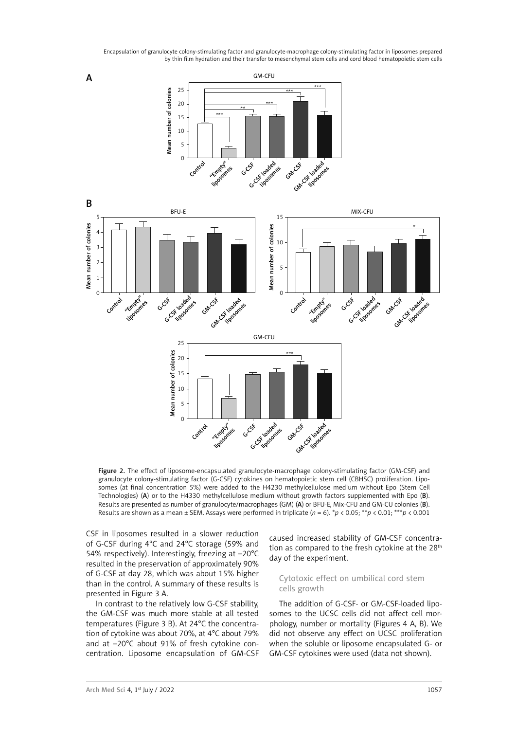Figure 2. The effect of liposome-encapsulated granulocyte-macrophage colony-stimulating factor (GM-CSF) and granulocyte colony-stimulating factor (G-CSF) cytokines on hematopoietic stem cell (CBHSC) proliferation. Liposomes (at final concentration 5%) were added to the H4230 methylcellulose medium without Epo (Stem Cell Technologies) (**A**) or to the H4330 methylcellulose medium without growth factors supplemented with Epo (**B**). Results are presented as number of granulocyte/macrophages (GM) (**A**) or BFU-E, Mix-CFU and GM-CU colonies (**B**). Results are shown as a mean ± SEM. Assays were performed in triplicate ($n = 6$). *$p < 0.05$; **$p < 0.01$; ***$p < 0.001$

CSF in liposomes resulted in a slower reduction of G-CSF during 4°C and 24°C storage (59% and 54% respectively). Interestingly, freezing at –20°C resulted in the preservation of approximately 90% of G-CSF at day 28, which was about 15% higher than in the control. A summary of these results is presented in Figure 3 A.

In contrast to the relatively low G-CSF stability, the GM-CSF was much more stable at all tested temperatures (Figure 3 B). At 24°C the concentration of cytokine was about 70%, at 4°C about 79% and at –20°C about 91% of fresh cytokine concentration. Liposome encapsulation of GM-CSF caused increased stability of GM-CSF concentration as compared to the fresh cytokine at the 28th day of the experiment.

### Cytotoxic effect on umbilical cord stem cells growth

The addition of G-CSF- or GM-CSF-loaded liposomes to the UCSC cells did not affect cell morphology, number or mortality (Figures 4 A, B). We did not observe any effect on UCSC proliferation when the soluble or liposome encapsulated G- or GM-CSF cytokines were used (data not shown).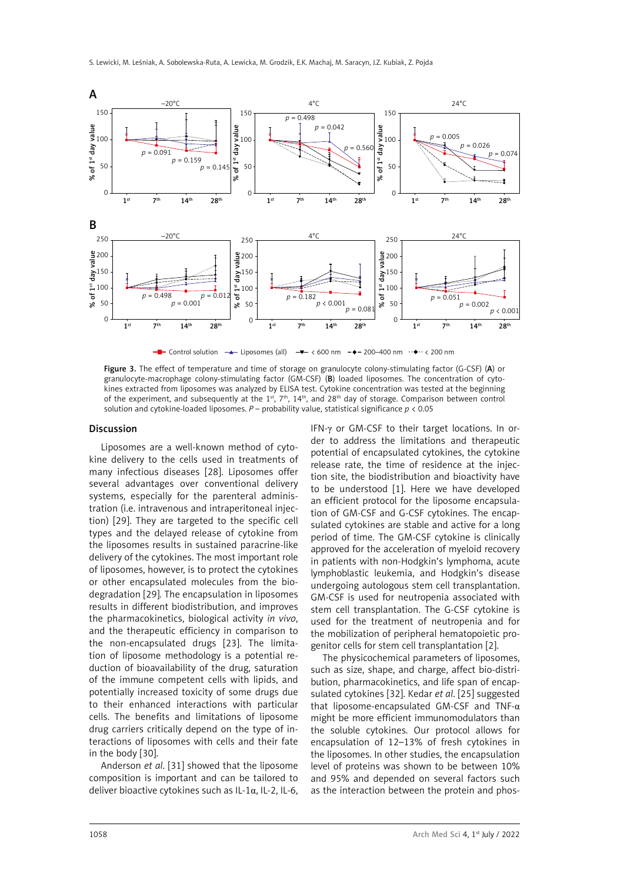**Figure 3.** The effect of temperature and time of storage on granulocyte colony-stimulating factor (G-CSF) (**A**) or granulocyte-macrophage colony-stimulating factor (GM-CSF) (**B**) loaded liposomes. The concentration of cytokines extracted from liposomes was analyzed by ELISA test. Cytokine concentration was tested at the beginning of the experiment, and subsequently at the 1st, 7th, 14th, and 28th day of storage. Comparison between control solution and cytokine-loaded liposomes. *P* – probability value, statistical significance $p < 0.05$

## Discussion

Liposomes are a well-known method of cytokine delivery to the cells used in treatments of many infectious diseases [28]. Liposomes offer several advantages over conventional delivery systems, especially for the parenteral administration (i.e. intravenous and intraperitoneal injection) [29]. They are targeted to the specific cell types and the delayed release of cytokine from the liposomes results in sustained paracrine-like delivery of the cytokines. The most important role of liposomes, however, is to protect the cytokines or other encapsulated molecules from the biodegradation [29]. The encapsulation in liposomes results in different biodistribution, and improves the pharmacokinetics, biological activity *in vivo*, and the therapeutic efficiency in comparison to the non-encapsulated drugs [23]. The limitation of liposome methodology is a potential reduction of bioavailability of the drug, saturation of the immune competent cells with lipids, and potentially increased toxicity of some drugs due to their enhanced interactions with particular cells. The benefits and limitations of liposome drug carriers critically depend on the type of interactions of liposomes with cells and their fate in the body [30].

Anderson *et al*. [31] showed that the liposome composition is important and can be tailored to deliver bioactive cytokines such as IL-1α, IL-2, IL-6, IFN-γ or GM-CSF to their target locations. In order to address the limitations and therapeutic potential of encapsulated cytokines, the cytokine release rate, the time of residence at the injection site, the biodistribution and bioactivity have to be understood [1]. Here we have developed an efficient protocol for the liposome encapsulation of GM-CSF and G-CSF cytokines. The encapsulated cytokines are stable and active for a long period of time. The GM-CSF cytokine is clinically approved for the acceleration of myeloid recovery in patients with non-Hodgkin's lymphoma, acute lymphoblastic leukemia, and Hodgkin's disease undergoing autologous stem cell transplantation. GM-CSF is used for neutropenia associated with stem cell transplantation. The G-CSF cytokine is used for the treatment of neutropenia and for the mobilization of peripheral hematopoietic progenitor cells for stem cell transplantation [2].

The physicochemical parameters of liposomes, such as size, shape, and charge, affect bio-distribution, pharmacokinetics, and life span of encapsulated cytokines [32]. Kedar *et al*. [25] suggested that liposome-encapsulated GM-CSF and TNF-α might be more efficient immunomodulators than the soluble cytokines. Our protocol allows for encapsulation of 12–13% of fresh cytokines in the liposomes. In other studies, the encapsulation level of proteins was shown to be between 10% and 95% and depended on several factors such as the interaction between the protein and phos-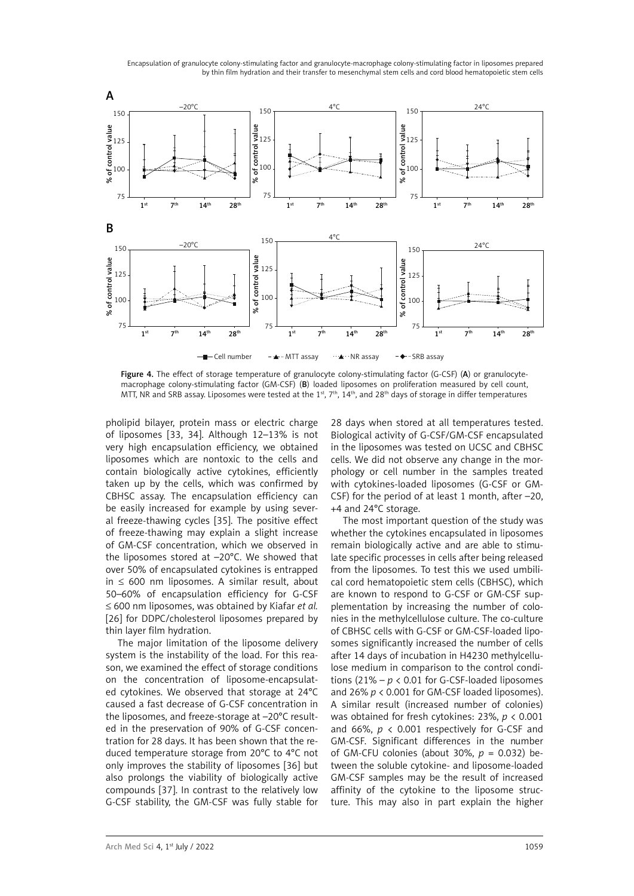Figure 4. The effect of storage temperature of granulocyte colony-stimulating factor (G-CSF) (**A**) or granulocyte-macrophage colony-stimulating factor (GM-CSF) (**B**) loaded liposomes on proliferation measured by cell count, MTT, NR and SRB assay. Liposomes were tested at the 1st, 7th, 14th, and 28th days of storage in differ temperatures

pholipid bilayer, protein mass or electric charge of liposomes [33, 34]. Although 12–13% is not very high encapsulation efficiency, we obtained liposomes which are nontoxic to the cells and contain biologically active cytokines, efficiently taken up by the cells, which was confirmed by CBHSC assay. The encapsulation efficiency can be easily increased for example by using several freeze-thawing cycles [35]. The positive effect of freeze-thawing may explain a slight increase of GM-CSF concentration, which we observed in the liposomes stored at –20°C. We showed that over 50% of encapsulated cytokines is entrapped in ≤ 600 nm liposomes. A similar result, about 50–60% of encapsulation efficiency for G-CSF ≤ 600 nm liposomes, was obtained by Kiafar *et al.* [26] for DDPC/cholesterol liposomes prepared by thin layer film hydration.

The major limitation of the liposome delivery system is the instability of the load. For this reason, we examined the effect of storage conditions on the concentration of liposome-encapsulated cytokines. We observed that storage at 24°C caused a fast decrease of G-CSF concentration in the liposomes, and freeze-storage at –20°C resulted in the preservation of 90% of G-CSF concentration for 28 days. It has been shown that the reduced temperature storage from 20°C to 4°C not only improves the stability of liposomes [36] but also prolongs the viability of biologically active compounds [37]. In contrast to the relatively low G-CSF stability, the GM-CSF was fully stable for 28 days when stored at all temperatures tested. Biological activity of G-CSF/GM-CSF encapsulated in the liposomes was tested on UCSC and CBHSC cells. We did not observe any change in the morphology or cell number in the samples treated with cytokines-loaded liposomes (G-CSF or GM-CSF) for the period of at least 1 month, after –20, +4 and 24°C storage.

The most important question of the study was whether the cytokines encapsulated in liposomes remain biologically active and are able to stimulate specific processes in cells after being released from the liposomes. To test this we used umbilical cord hematopoietic stem cells (CBHSC), which are known to respond to G-CSF or GM-CSF supplementation by increasing the number of colonies in the methylcellulose culture. The co-culture of CBHSC cells with G-CSF or GM-CSF-loaded liposomes significantly increased the number of cells after 14 days of incubation in H4230 methylcellulose medium in comparison to the control conditions (21% – $p < 0.01$ for G-CSF-loaded liposomes and 26% $p < 0.001$ for GM-CSF loaded liposomes). A similar result (increased number of colonies) was obtained for fresh cytokines: 23%, $p < 0.001$ and 66%, $p < 0.001$ respectively for G-CSF and GM-CSF. Significant differences in the number of GM-CFU colonies (about 30%, $p = 0.032$) between the soluble cytokine- and liposome-loaded GM-CSF samples may be the result of increased affinity of the cytokine to the liposome structure. This may also in part explain the higher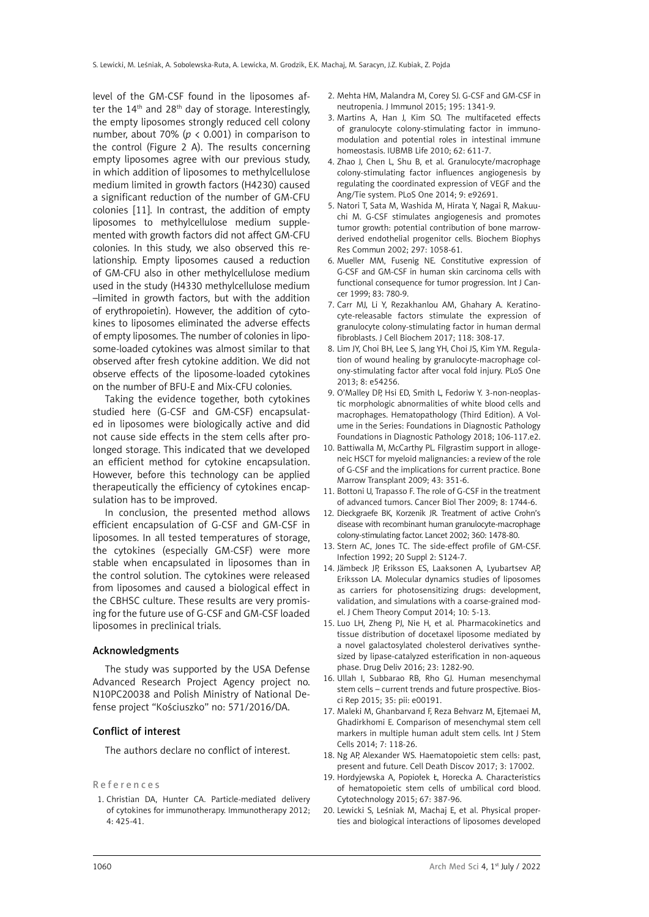level of the GM-CSF found in the liposomes after the 14th and 28th day of storage. Interestingly, the empty liposomes strongly reduced cell colony number, about 70% ($p < 0.001$) in comparison to the control (Figure 2 A). The results concerning empty liposomes agree with our previous study, in which addition of liposomes to methylcellulose medium limited in growth factors (H4230) caused a significant reduction of the number of GM-CFU colonies [11]. In contrast, the addition of empty liposomes to methylcellulose medium supplemented with growth factors did not affect GM-CFU colonies. In this study, we also observed this relationship. Empty liposomes caused a reduction of GM-CFU also in other methylcellulose medium used in the study (H4330 methylcellulose medium –limited in growth factors, but with the addition of erythropoietin). However, the addition of cytokines to liposomes eliminated the adverse effects of empty liposomes. The number of colonies in liposome-loaded cytokines was almost similar to that observed after fresh cytokine addition. We did not observe effects of the liposome-loaded cytokines on the number of BFU-E and Mix-CFU colonies.

Taking the evidence together, both cytokines studied here (G-CSF and GM-CSF) encapsulated in liposomes were biologically active and did not cause side effects in the stem cells after prolonged storage. This indicated that we developed an efficient method for cytokine encapsulation. However, before this technology can be applied therapeutically the efficiency of cytokines encapsulation has to be improved.

In conclusion, the presented method allows efficient encapsulation of G-CSF and GM-CSF in liposomes. In all tested temperatures of storage, the cytokines (especially GM-CSF) were more stable when encapsulated in liposomes than in the control solution. The cytokines were released from liposomes and caused a biological effect in the CBHSC culture. These results are very promising for the future use of G-CSF and GM-CSF loaded liposomes in preclinical trials.

## Acknowledgments

The study was supported by the USA Defense Advanced Research Project Agency project no. N10PC20038 and Polish Ministry of National Defense project "Kościuszko" no: 571/2016/DA.

## Conflict of interest

The authors declare no conflict of interest.

## References

1. Christian DA, Hunter CA. Particle-mediated delivery of cytokines for immunotherapy. Immunotherapy 2012; 4: 425-41.
2. Mehta HM, Malandra M, Corey SJ. G-CSF and GM-CSF in neutropenia. J Immunol 2015; 195: 1341-9.
3. Martins A, Han J, Kim SO. The multifaceted effects of granulocyte colony-stimulating factor in immunomodulation and potential roles in intestinal immune homeostasis. IUBMB Life 2010; 62: 611-7.
4. Zhao J, Chen L, Shu B, et al. Granulocyte/macrophage colony-stimulating factor influences angiogenesis by regulating the coordinated expression of VEGF and the Ang/Tie system. PLoS One 2014; 9: e92691.
5. Natori T, Sata M, Washida M, Hirata Y, Nagai R, Makuuchi M. G-CSF stimulates angiogenesis and promotes tumor growth: potential contribution of bone marrow-derived endothelial progenitor cells. Biochem Biophys Res Commun 2002; 297: 1058-61.
6. Mueller MM, Fusenig NE. Constitutive expression of G-CSF and GM-CSF in human skin carcinoma cells with functional consequence for tumor progression. Int J Cancer 1999; 83: 780-9.
7. Carr MJ, Li Y, Rezakhanlou AM, Ghahary A. Keratinocyte-releasable factors stimulate the expression of granulocyte colony-stimulating factor in human dermal fibroblasts. J Cell Biochem 2017; 118: 308-17.
8. Lim JY, Choi BH, Lee S, Jang YH, Choi JS, Kim YM. Regulation of wound healing by granulocyte-macrophage colony-stimulating factor after vocal fold injury. PLoS One 2013; 8: e54256.
9. O'Malley DP, Hsi ED, Smith L, Fedoriw Y. 3-non-neoplastic morphologic abnormalities of white blood cells and macrophages. Hematopathology (Third Edition). A Volume in the Series: Foundations in Diagnostic Pathology Foundations in Diagnostic Pathology 2018; 106-117.e2.
10. Battiwalla M, McCarthy PL. Filgrastim support in allogeneic HSCT for myeloid malignancies: a review of the role of G-CSF and the implications for current practice. Bone Marrow Transplant 2009; 43: 351-6.
11. Bottoni U, Trapasso F. The role of G-CSF in the treatment of advanced tumors. Cancer Biol Ther 2009; 8: 1744-6.
12. Dieckgraefe BK, Korzenik JR. Treatment of active Crohn's disease with recombinant human granulocyte-macrophage colony-stimulating factor. Lancet 2002; 360: 1478-80.
13. Stern AC, Jones TC. The side-effect profile of GM-CSF. Infection 1992; 20 Suppl 2: S124-7.
14. Jämbeck JP, Eriksson ES, Laaksonen A, Lyubartsev AP, Eriksson LA. Molecular dynamics studies of liposomes as carriers for photosensitizing drugs: development, validation, and simulations with a coarse-grained model. J Chem Theory Comput 2014; 10: 5-13.
15. Luo LH, Zheng PJ, Nie H, et al. Pharmacokinetics and tissue distribution of docetaxel liposome mediated by a novel galactosylated cholesterol derivatives synthesized by lipase-catalyzed esterification in non-aqueous phase. Drug Deliv 2016; 23: 1282-90.
16. Ullah I, Subbarao RB, Rho GJ. Human mesenchymal stem cells – current trends and future prospective. Biosci Rep 2015; 35: pii: e00191.
17. Maleki M, Ghanbarvand F, Reza Behvarz M, Ejtemaei M, Ghadirkhomi E. Comparison of mesenchymal stem cell markers in multiple human adult stem cells. Int J Stem Cells 2014; 7: 118-26.
18. Ng AP, Alexander WS. Haematopoietic stem cells: past, present and future. Cell Death Discov 2017; 3: 17002.
19. Hordyjewska A, Popiołek Ł, Horecka A. Characteristics of hematopoietic stem cells of umbilical cord blood. Cytotechnology 2015; 67: 387-96.
20. Lewicki S, Leśniak M, Machaj E, et al. Physical properties and biological interactions of liposomes developed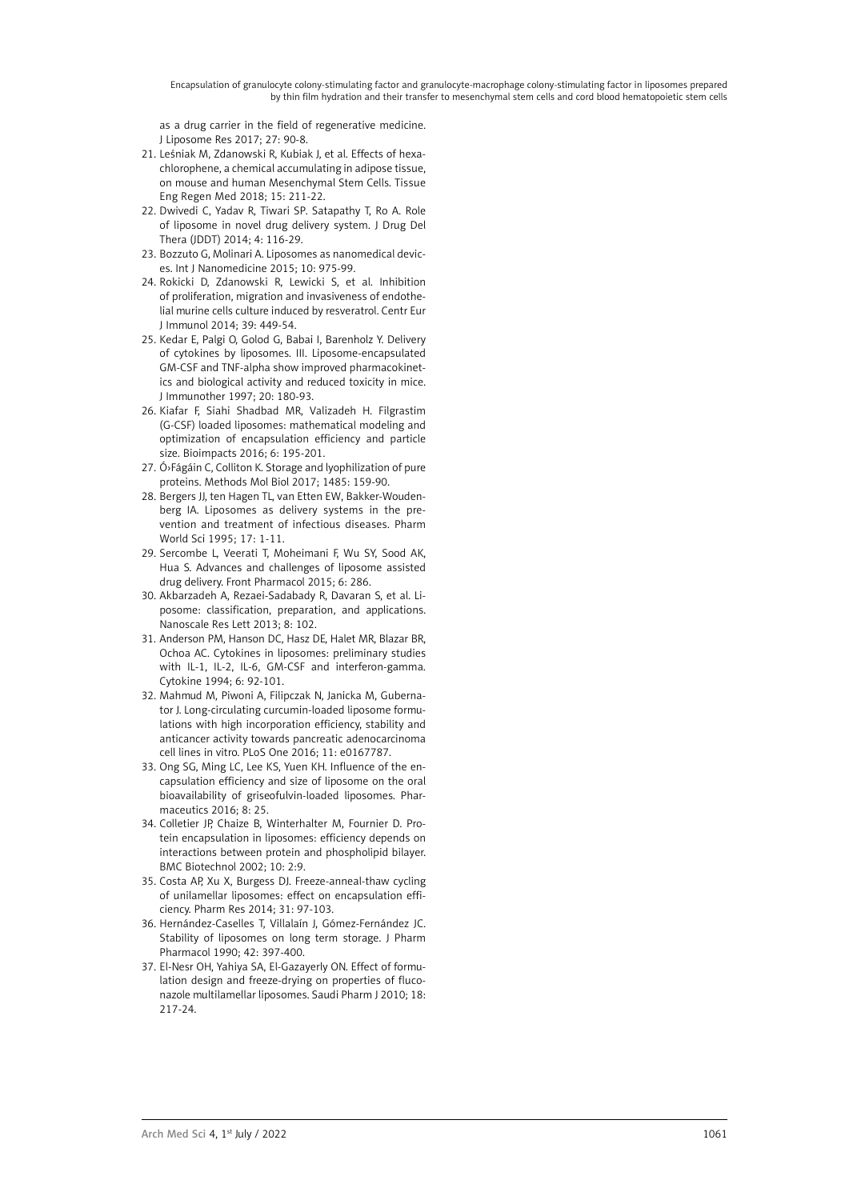as a drug carrier in the field of regenerative medicine. J Liposome Res 2017; 27: 90-8.

21. Leśniak M, Zdanowski R, Kubiak J, et al. Effects of hexachlorophene, a chemical accumulating in adipose tissue, on mouse and human Mesenchymal Stem Cells. Tissue Eng Regen Med 2018; 15: 211-22.
22. Dwivedi C, Yadav R, Tiwari SP. Satapathy T, Ro A. Role of liposome in novel drug delivery system. J Drug Del Thera (JDDT) 2014; 4: 116-29.
23. Bozzuto G, Molinari A. Liposomes as nanomedical devices. Int J Nanomedicine 2015; 10: 975-99.
24. Rokicki D, Zdanowski R, Lewicki S, et al. Inhibition of proliferation, migration and invasiveness of endothelial murine cells culture induced by resveratrol. Centr Eur J Immunol 2014; 39: 449-54.
25. Kedar E, Palgi O, Golod G, Babai I, Barenholz Y. Delivery of cytokines by liposomes. III. Liposome-encapsulated GM-CSF and TNF-alpha show improved pharmacokinetics and biological activity and reduced toxicity in mice. J Immunother 1997; 20: 180-93.
26. Kiafar F, Siahi Shadbad MR, Valizadeh H. Filgrastim (G-CSF) loaded liposomes: mathematical modeling and optimization of encapsulation efficiency and particle size. Bioimpacts 2016; 6: 195-201.
27. Ó›Fágáin C, Colliton K. Storage and lyophilization of pure proteins. Methods Mol Biol 2017; 1485: 159-90.
28. Bergers JJ, ten Hagen TL, van Etten EW, Bakker-Woudenberg IA. Liposomes as delivery systems in the prevention and treatment of infectious diseases. Pharm World Sci 1995; 17: 1-11.
29. Sercombe L, Veerati T, Moheimani F, Wu SY, Sood AK, Hua S. Advances and challenges of liposome assisted drug delivery. Front Pharmacol 2015; 6: 286.
30. Akbarzadeh A, Rezaei-Sadabady R, Davaran S, et al. Liposome: classification, preparation, and applications. Nanoscale Res Lett 2013; 8: 102.
31. Anderson PM, Hanson DC, Hasz DE, Halet MR, Blazar BR, Ochoa AC. Cytokines in liposomes: preliminary studies with IL-1, IL-2, IL-6, GM-CSF and interferon-gamma. Cytokine 1994; 6: 92-101.
32. Mahmud M, Piwoni A, Filipczak N, Janicka M, Gubernator J. Long-circulating curcumin-loaded liposome formulations with high incorporation efficiency, stability and anticancer activity towards pancreatic adenocarcinoma cell lines in vitro. PLoS One 2016; 11: e0167787.
33. Ong SG, Ming LC, Lee KS, Yuen KH. Influence of the encapsulation efficiency and size of liposome on the oral bioavailability of griseofulvin-loaded liposomes. Pharmaceutics 2016; 8: 25.
34. Colletier JP, Chaize B, Winterhalter M, Fournier D. Protein encapsulation in liposomes: efficiency depends on interactions between protein and phospholipid bilayer. BMC Biotechnol 2002; 10: 2:9.
35. Costa AP, Xu X, Burgess DJ. Freeze-anneal-thaw cycling of unilamellar liposomes: effect on encapsulation efficiency. Pharm Res 2014; 31: 97-103.
36. Hernández-Caselles T, Villalaín J, Gómez-Fernández JC. Stability of liposomes on long term storage. J Pharm Pharmacol 1990; 42: 397-400.
37. El-Nesr OH, Yahiya SA, El-Gazayerly ON. Effect of formulation design and freeze-drying on properties of fluconazole multilamellar liposomes. Saudi Pharm J 2010; 18: 217-24.